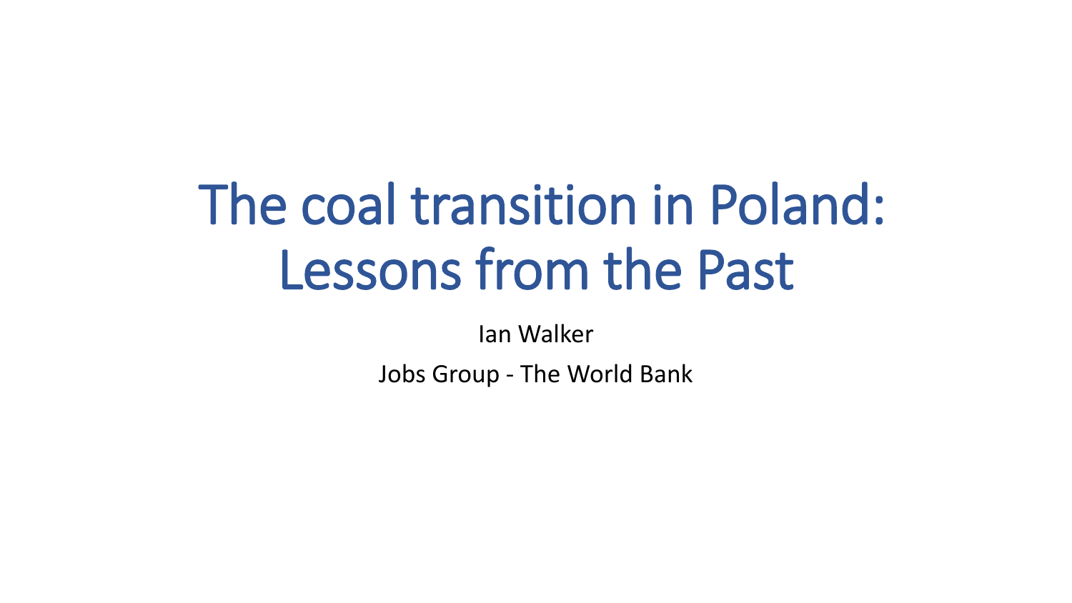# The coal transition in Poland: Lessons from the Past

Ian Walker

Jobs Group - The World Bank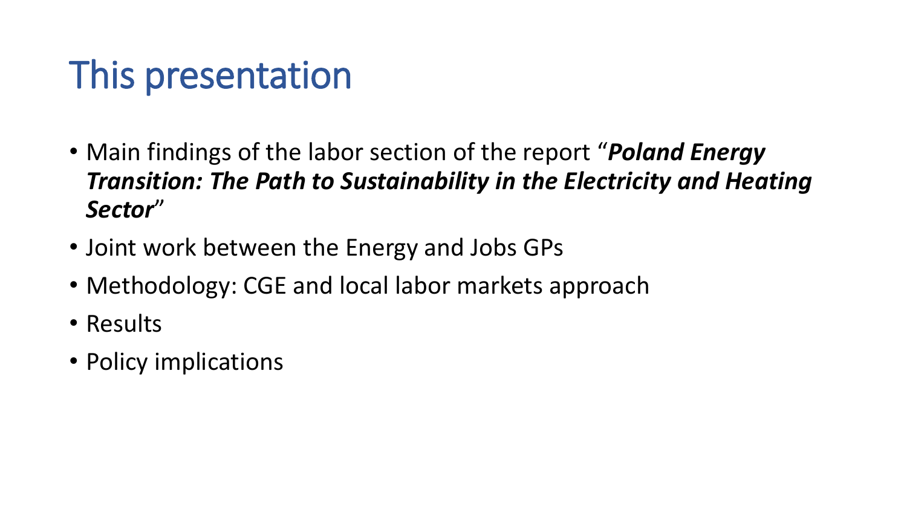# This presentation

- Main findings of the labor section of the report "***Poland Energy Transition: The Path to Sustainability in the Electricity and Heating Sector***"
- Joint work between the Energy and Jobs GPs
- Methodology: CGE and local labor markets approach
- Results
- Policy implications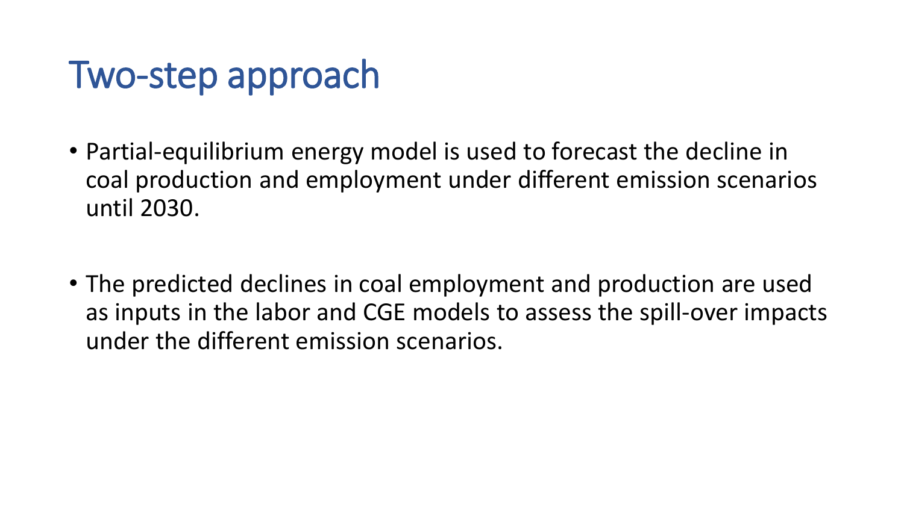# Two-step approach

- Partial-equilibrium energy model is used to forecast the decline in coal production and employment under different emission scenarios until 2030.

- The predicted declines in coal employment and production are used as inputs in the labor and CGE models to assess the spill-over impacts under the different emission scenarios.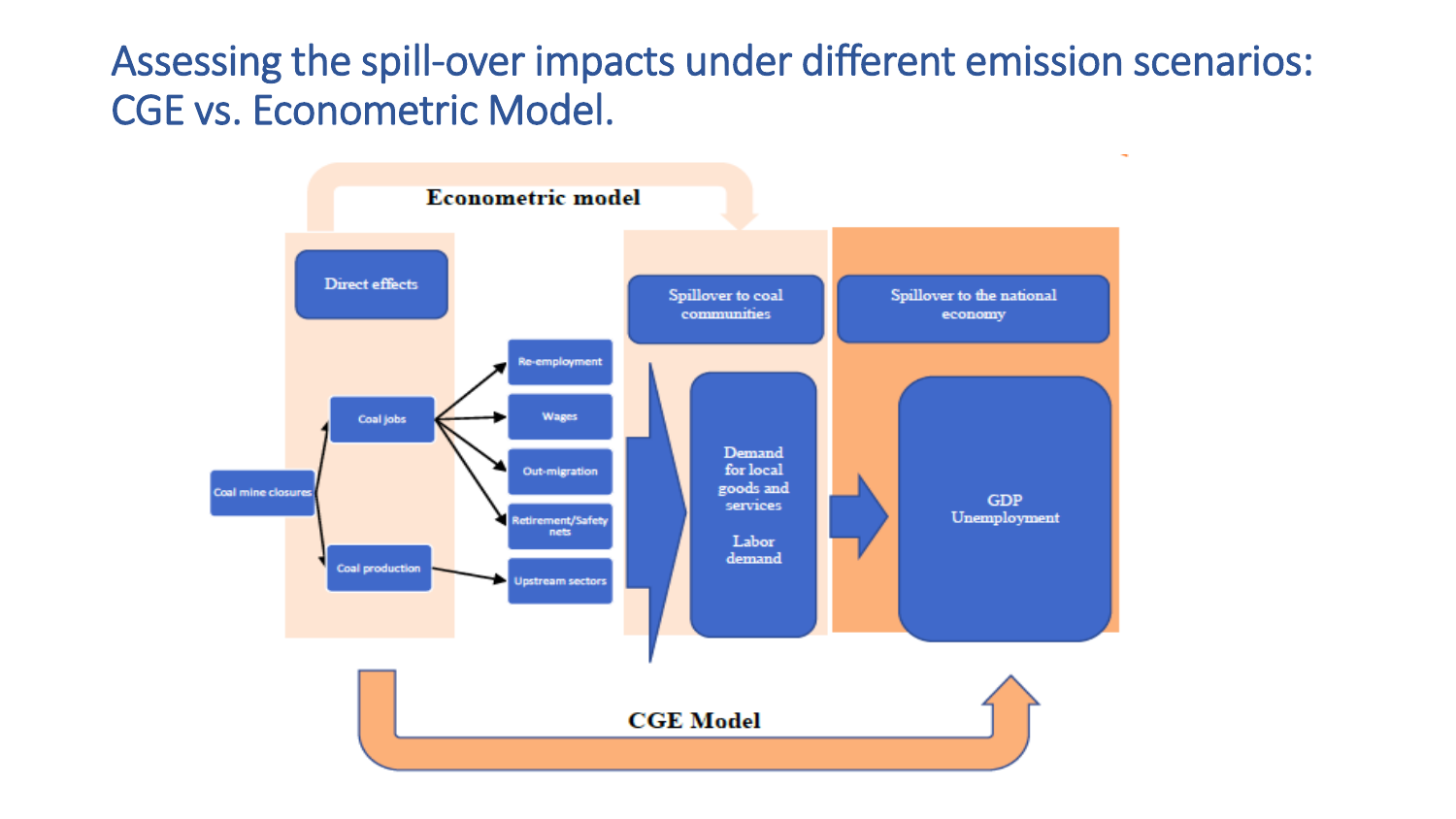# Assessing the spill-over impacts under different emission scenarios: CGE vs. Econometric Model.

Econometric model

Direct effects

Coal mine closures

Coal jobs

Coal production

Re-employment

Wages

Out-migration

Retirement/Safety nets

Upstream sectors

Spillover to coal communities

Demand for local goods and services

Labor demand

Spillover to the national economy

GDP
Unemployment

CGE Model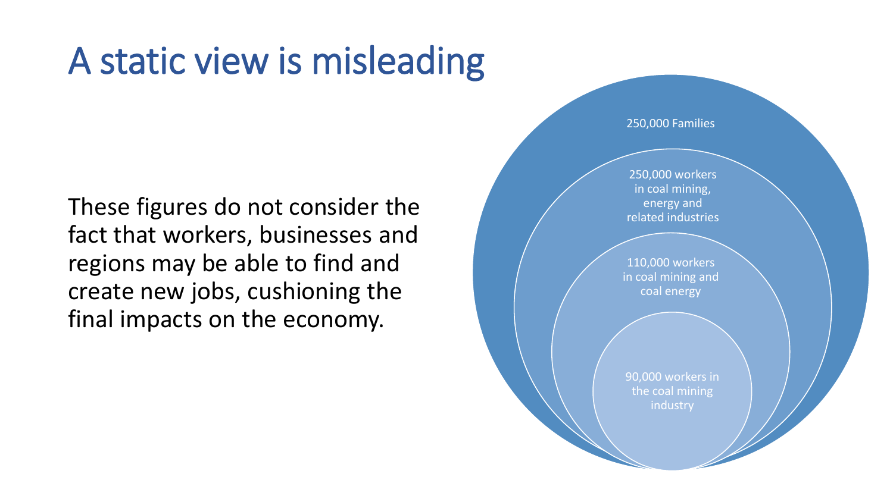# A static view is misleading

These figures do not consider the fact that workers, businesses and regions may be able to find and create new jobs, cushioning the final impacts on the economy.

- 250,000 Families
- 250,000 workers in coal mining, energy and related industries
- 110,000 workers in coal mining and coal energy
- 90,000 workers in the coal mining industry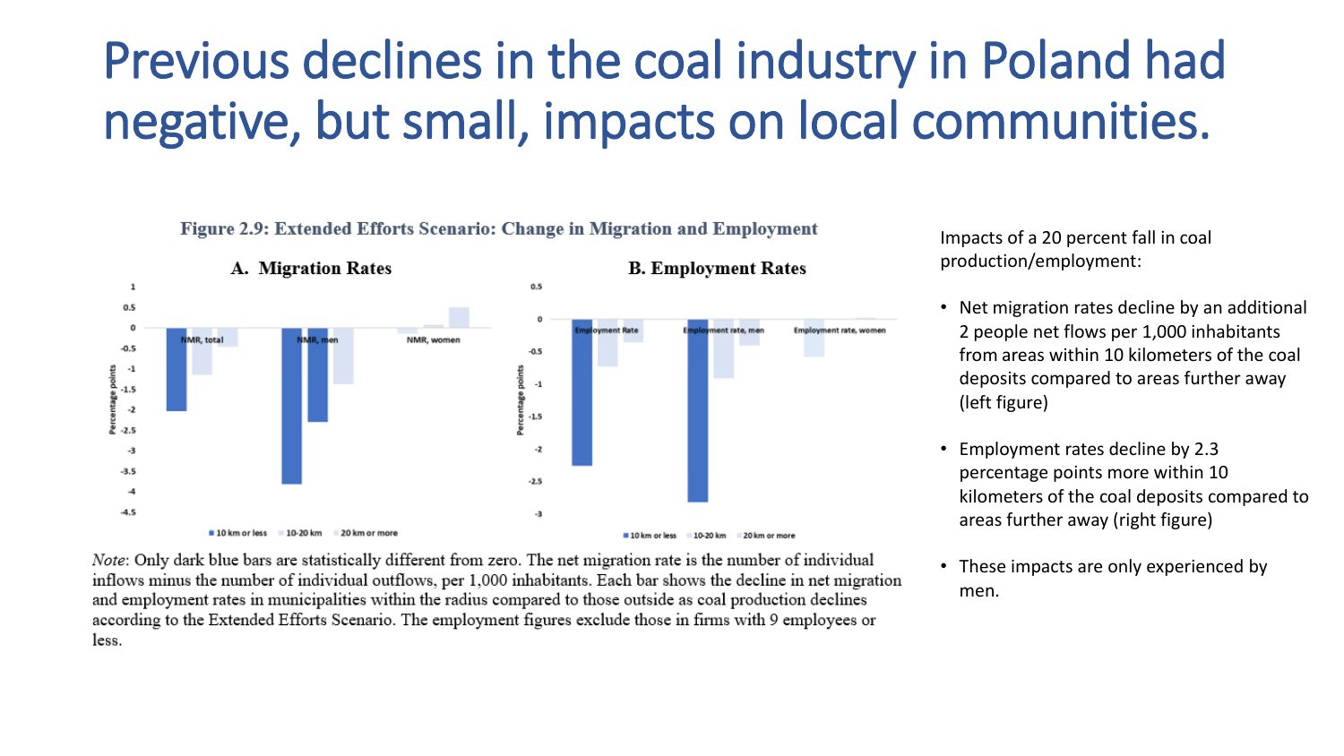# Previous declines in the coal industry in Poland had negative, but small, impacts on local communities.

**Figure 2.9: Extended Efforts Scenario: Change in Migration and Employment**

*Note*: Only dark blue bars are statistically different from zero. The net migration rate is the number of individual inflows minus the number of individual outflows, per 1,000 inhabitants. Each bar shows the decline in net migration and employment rates in municipalities within the radius compared to those outside as coal production declines according to the Extended Efforts Scenario. The employment figures exclude those in firms with 9 employees or less.

Impacts of a 20 percent fall in coal production/employment:

- Net migration rates decline by an additional 2 people net flows per 1,000 inhabitants from areas within 10 kilometers of the coal deposits compared to areas further away (left figure)
- Employment rates decline by 2.3 percentage points more within 10 kilometers of the coal deposits compared to areas further away (right figure)
- These impacts are only experienced by men.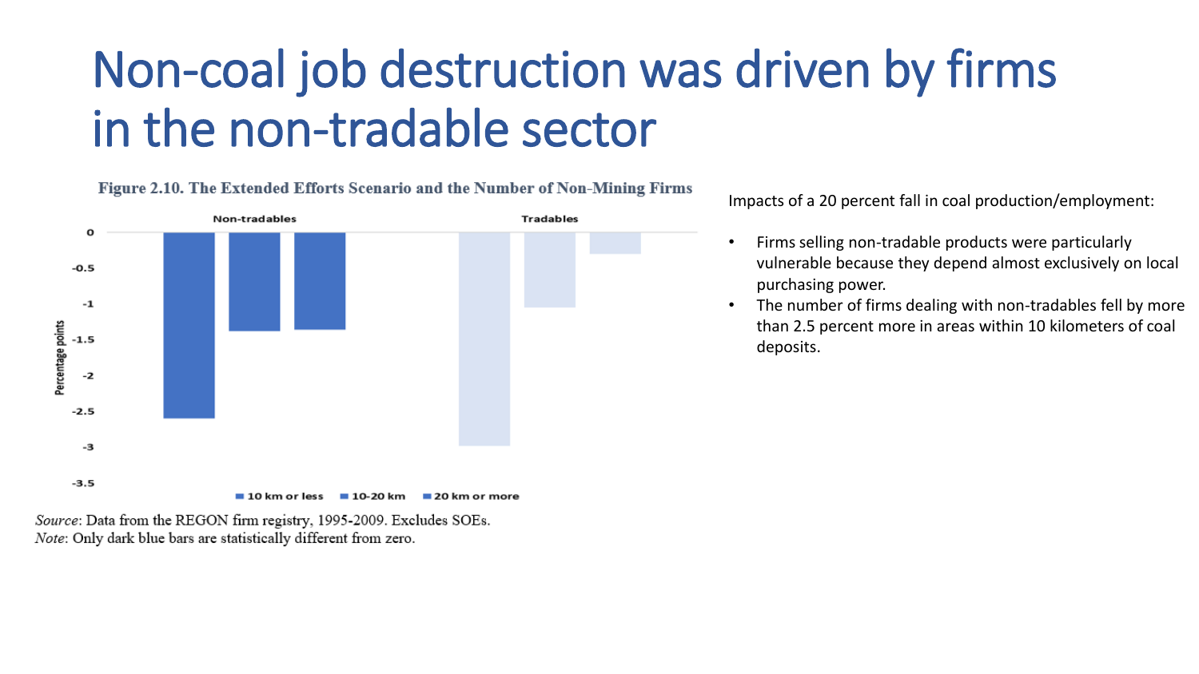# Non-coal job destruction was driven by firms in the non-tradable sector

**Figure 2.10. The Extended Efforts Scenario and the Number of Non-Mining Firms**

*Source*: Data from the REGON firm registry, 1995-2009. Excludes SOEs.
*Note*: Only dark blue bars are statistically different from zero.

Impacts of a 20 percent fall in coal production/employment:

- Firms selling non-tradable products were particularly vulnerable because they depend almost exclusively on local purchasing power.
- The number of firms dealing with non-tradables fell by more than 2.5 percent more in areas within 10 kilometers of coal deposits.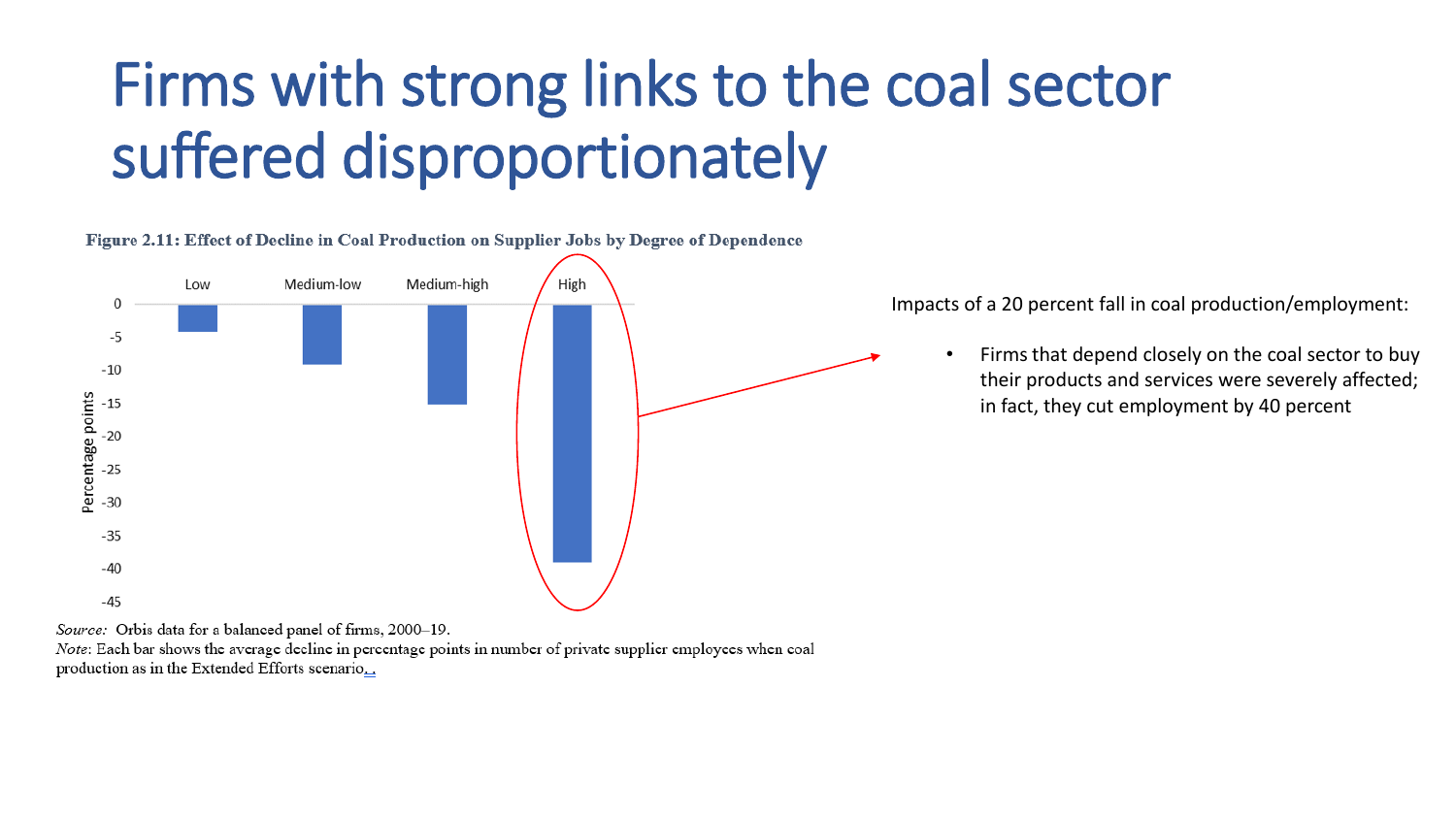# Firms with strong links to the coal sector suffered disproportionately

**Figure 2.11: Effect of Decline in Coal Production on Supplier Jobs by Degree of Dependence**

| Degree of dependence | Low | Medium-low | Medium-high | High |
|---|---|---|---|---|
| Percentage points | -4 | -9 | -15 | -39 |

*Source:* Orbis data for a balanced panel of firms, 2000–19.
*Note*: Each bar shows the average decline in percentage points in number of private supplier employees when coal production as in the Extended Efforts scenario..

Impacts of a 20 percent fall in coal production/employment:

- Firms that depend closely on the coal sector to buy their products and services were severely affected; in fact, they cut employment by 40 percent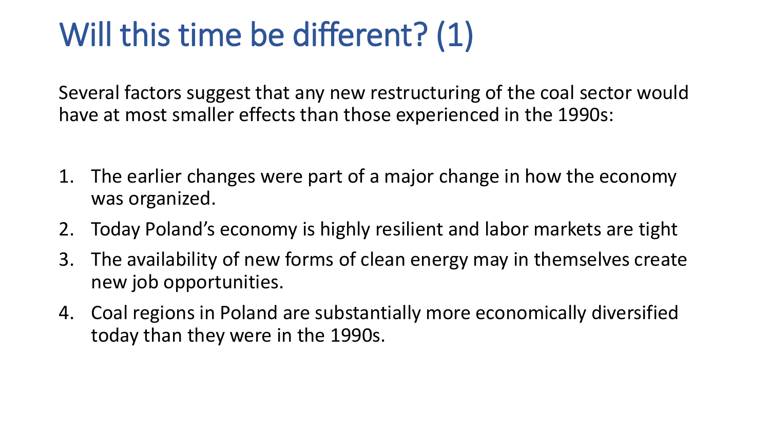# Will this time be different? (1)

Several factors suggest that any new restructuring of the coal sector would have at most smaller effects than those experienced in the 1990s:

1. The earlier changes were part of a major change in how the economy was organized.
2. Today Poland's economy is highly resilient and labor markets are tight
3. The availability of new forms of clean energy may in themselves create new job opportunities.
4. Coal regions in Poland are substantially more economically diversified today than they were in the 1990s.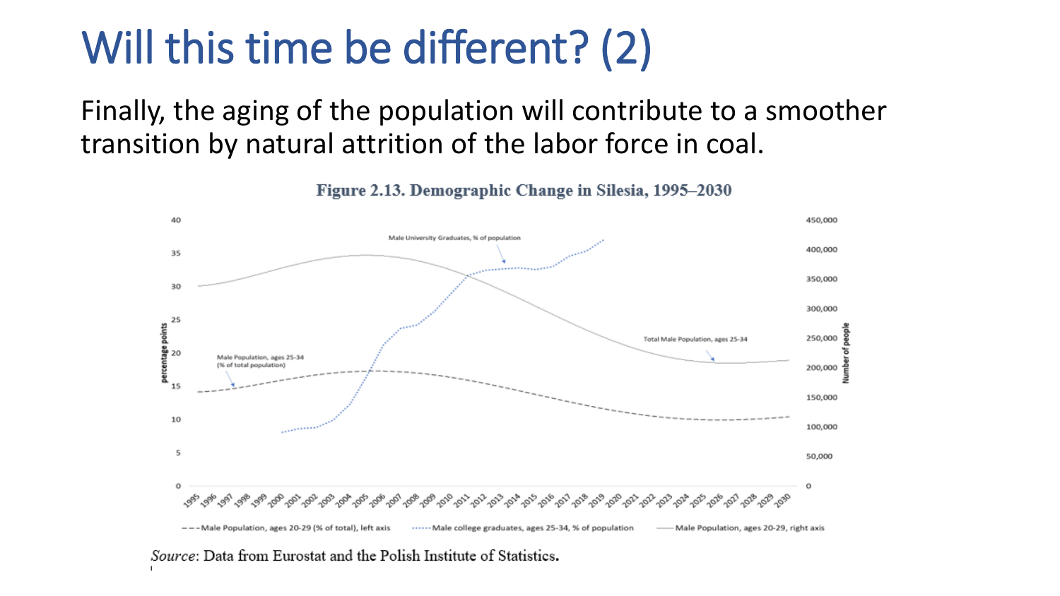# Will this time be different? (2)

Finally, the aging of the population will contribute to a smoother transition by natural attrition of the labor force in coal.

**Figure 2.13. Demographic Change in Silesia, 1995–2030**

*Source*: Data from Eurostat and the Polish Institute of Statistics.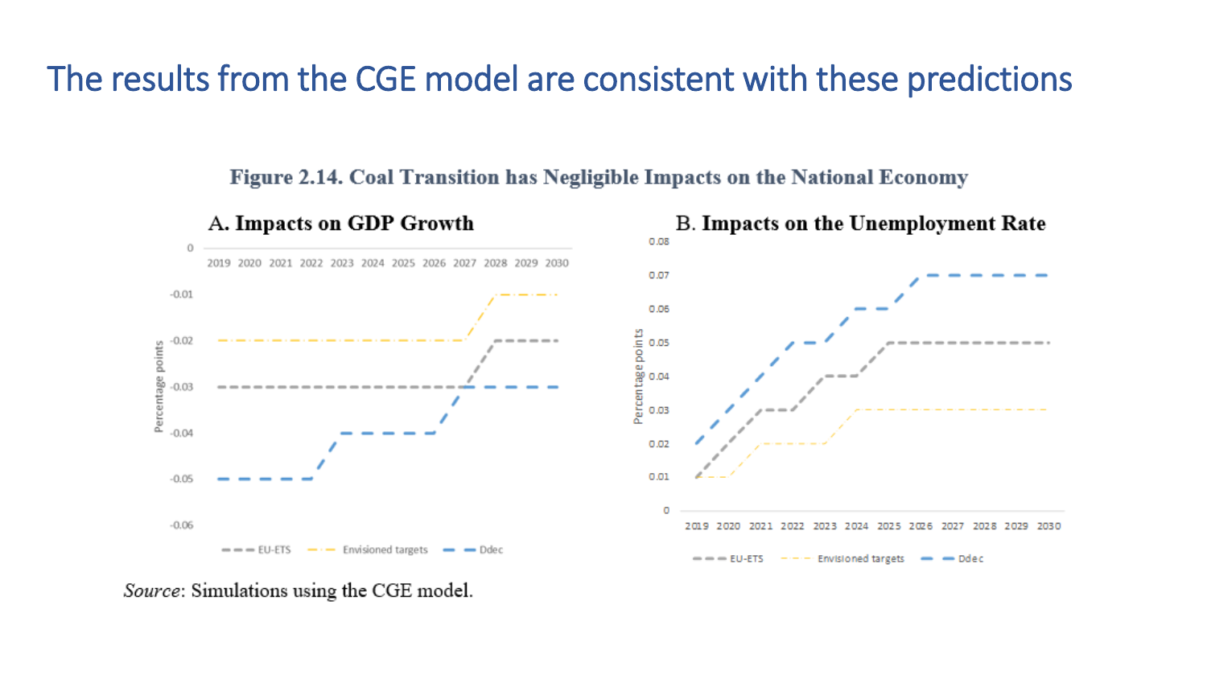# The results from the CGE model are consistent with these predictions

**Figure 2.14. Coal Transition has Negligible Impacts on the National Economy**

*Source*: Simulations using the CGE model.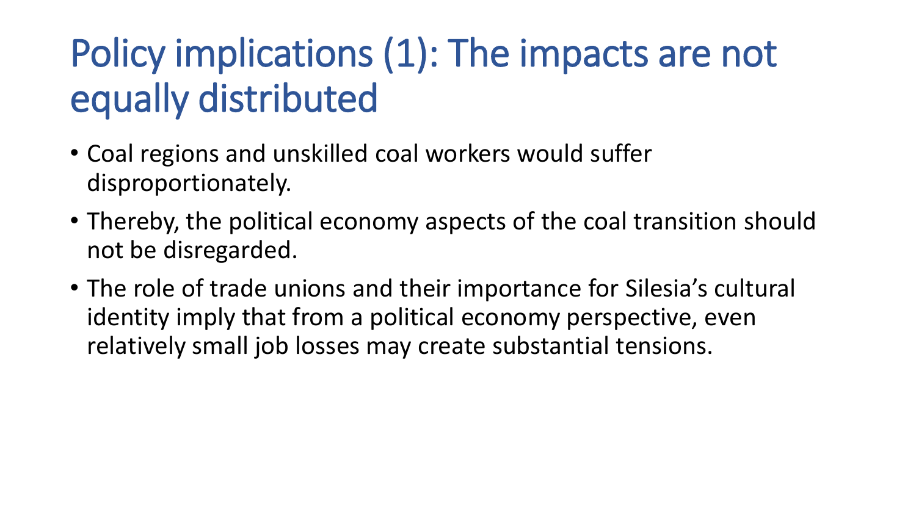# Policy implications (1): The impacts are not equally distributed

- Coal regions and unskilled coal workers would suffer disproportionately.
- Thereby, the political economy aspects of the coal transition should not be disregarded.
- The role of trade unions and their importance for Silesia's cultural identity imply that from a political economy perspective, even relatively small job losses may create substantial tensions.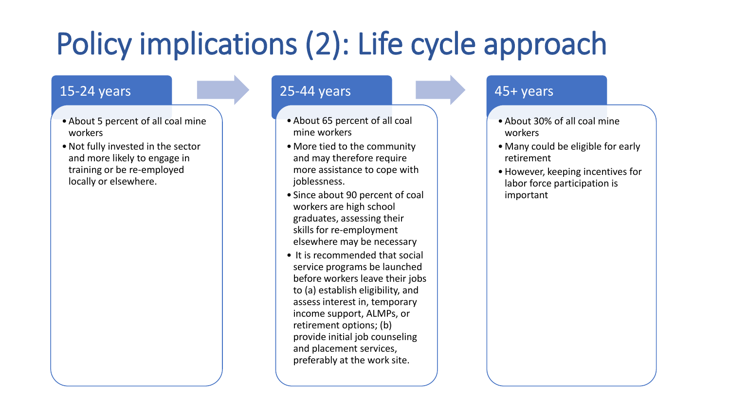# Policy implications (2): Life cycle approach

## 15-24 years

- About 5 percent of all coal mine workers
- Not fully invested in the sector and more likely to engage in training or be re-employed locally or elsewhere.

## 25-44 years

- About 65 percent of all coal mine workers
- More tied to the community and may therefore require more assistance to cope with joblessness.
- Since about 90 percent of coal workers are high school graduates, assessing their skills for re-employment elsewhere may be necessary
- It is recommended that social service programs be launched before workers leave their jobs to (a) establish eligibility, and assess interest in, temporary income support, ALMPs, or retirement options; (b) provide initial job counseling and placement services, preferably at the work site.

## 45+ years

- About 30% of all coal mine workers
- Many could be eligible for early retirement
- However, keeping incentives for labor force participation is important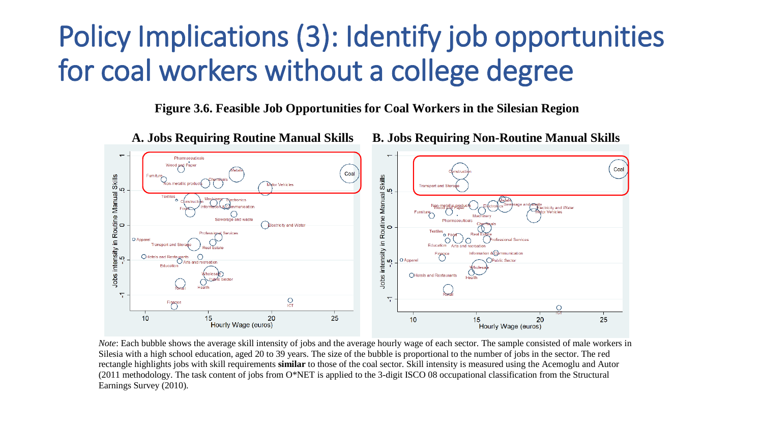# Policy Implications (3): Identify job opportunities for coal workers without a college degree

**Figure 3.6. Feasible Job Opportunities for Coal Workers in the Silesian Region**

**A. Jobs Requiring Routine Manual Skills**

**B. Jobs Requiring Non-Routine Manual Skills**

*Note*: Each bubble shows the average skill intensity of jobs and the average hourly wage of each sector. The sample consisted of male workers in Silesia with a high school education, aged 20 to 39 years. The size of the bubble is proportional to the number of jobs in the sector. The red rectangle highlights jobs with skill requirements **similar** to those of the coal sector. Skill intensity is measured using the Acemoglu and Autor (2011 methodology. The task content of jobs from O*NET is applied to the 3-digit ISCO 08 occupational classification from the Structural Earnings Survey (2010).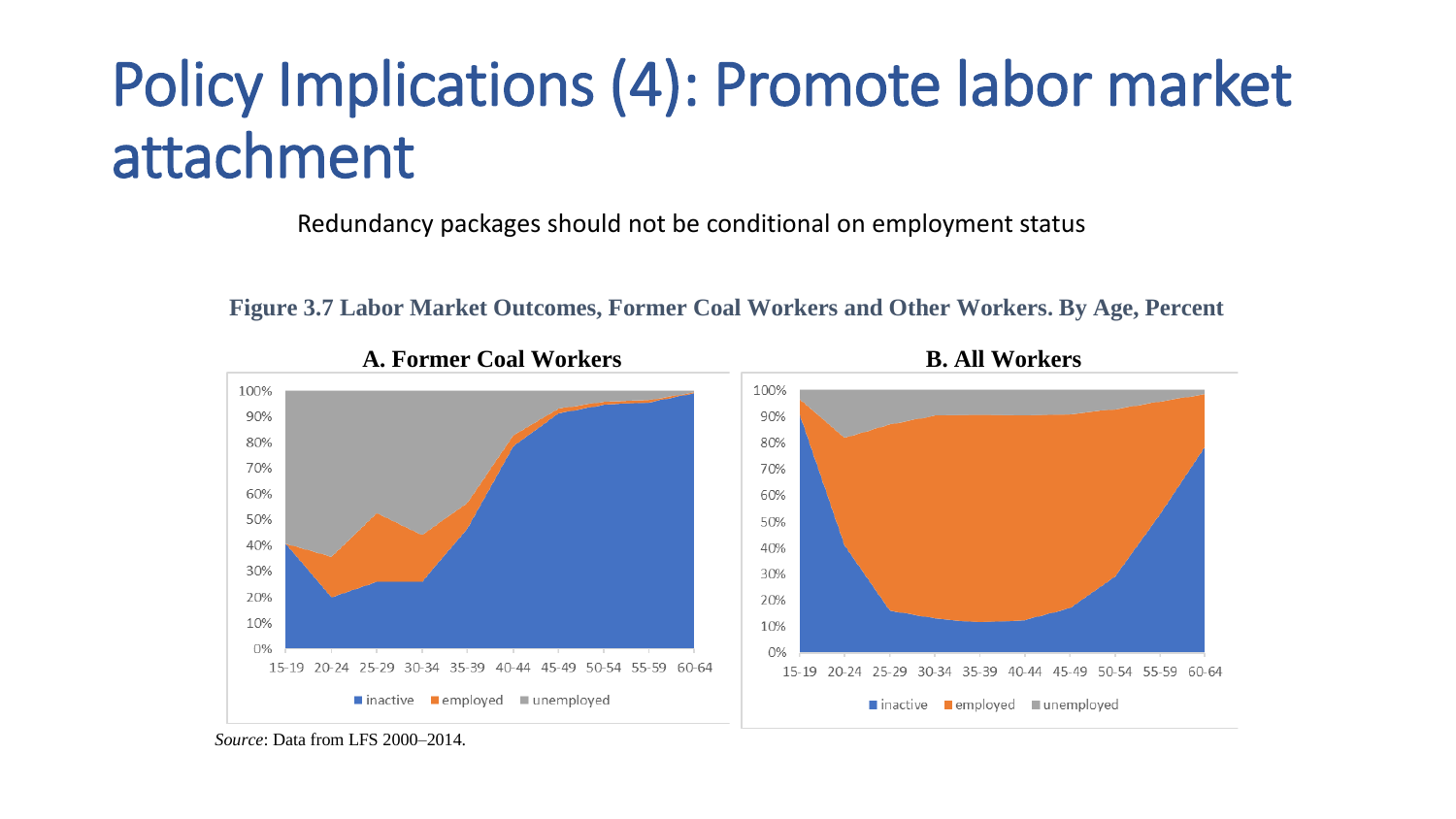# Policy Implications (4): Promote labor market attachment

Redundancy packages should not be conditional on employment status

**Figure 3.7 Labor Market Outcomes, Former Coal Workers and Other Workers. By Age, Percent**

**A. Former Coal Workers**

**B. All Workers**

*Source*: Data from LFS 2000–2014.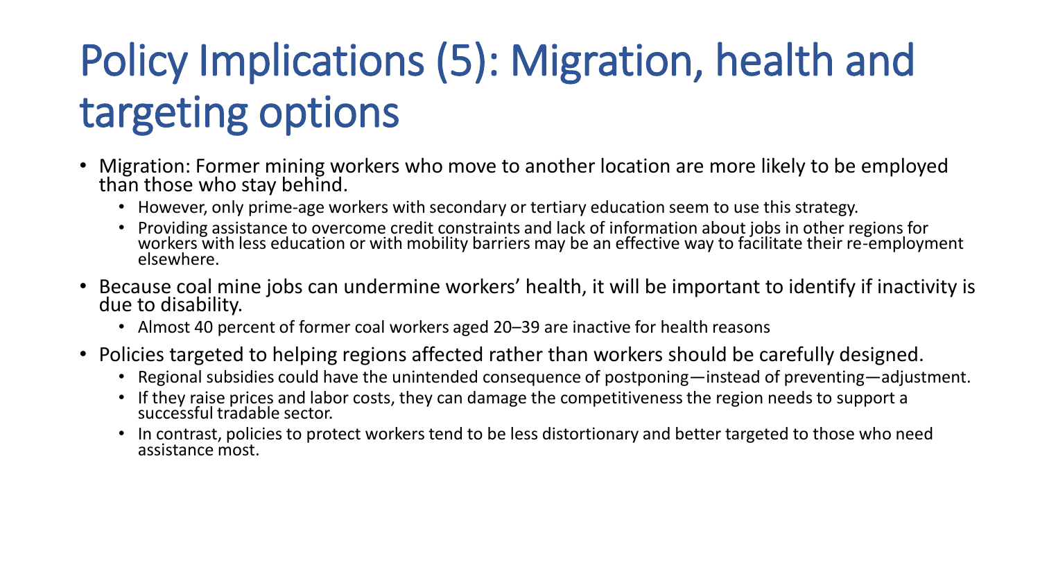# Policy Implications (5): Migration, health and targeting options

- Migration: Former mining workers who move to another location are more likely to be employed than those who stay behind.
  - However, only prime-age workers with secondary or tertiary education seem to use this strategy.
  - Providing assistance to overcome credit constraints and lack of information about jobs in other regions for workers with less education or with mobility barriers may be an effective way to facilitate their re-employment elsewhere.
- Because coal mine jobs can undermine workers' health, it will be important to identify if inactivity is due to disability.
  - Almost 40 percent of former coal workers aged 20–39 are inactive for health reasons
- Policies targeted to helping regions affected rather than workers should be carefully designed.
  - Regional subsidies could have the unintended consequence of postponing—instead of preventing—adjustment.
  - If they raise prices and labor costs, they can damage the competitiveness the region needs to support a successful tradable sector.
  - In contrast, policies to protect workers tend to be less distortionary and better targeted to those who need assistance most.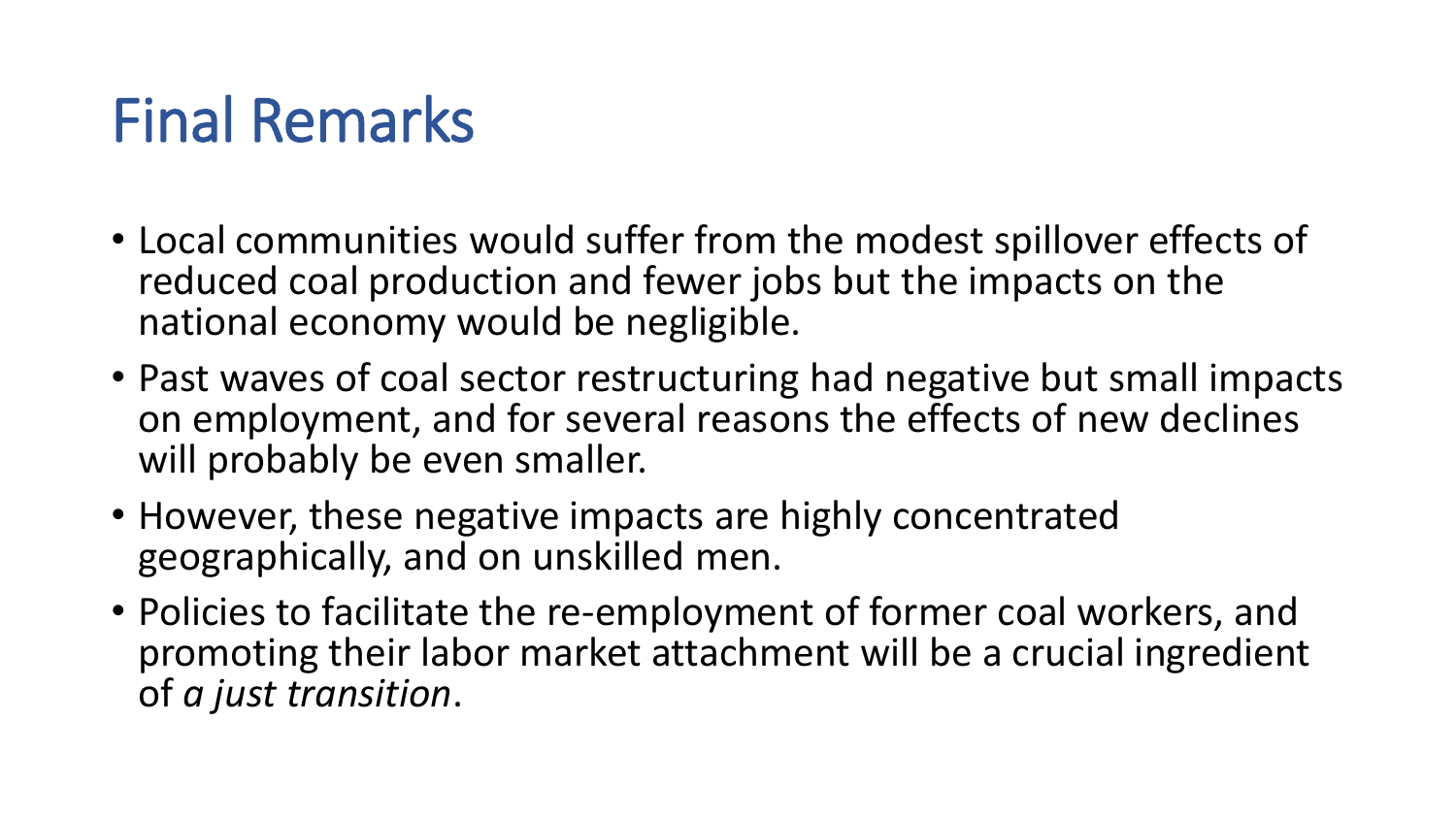# Final Remarks

- Local communities would suffer from the modest spillover effects of reduced coal production and fewer jobs but the impacts on the national economy would be negligible.
- Past waves of coal sector restructuring had negative but small impacts on employment, and for several reasons the effects of new declines will probably be even smaller.
- However, these negative impacts are highly concentrated geographically, and on unskilled men.
- Policies to facilitate the re-employment of former coal workers, and promoting their labor market attachment will be a crucial ingredient of *a just transition*.